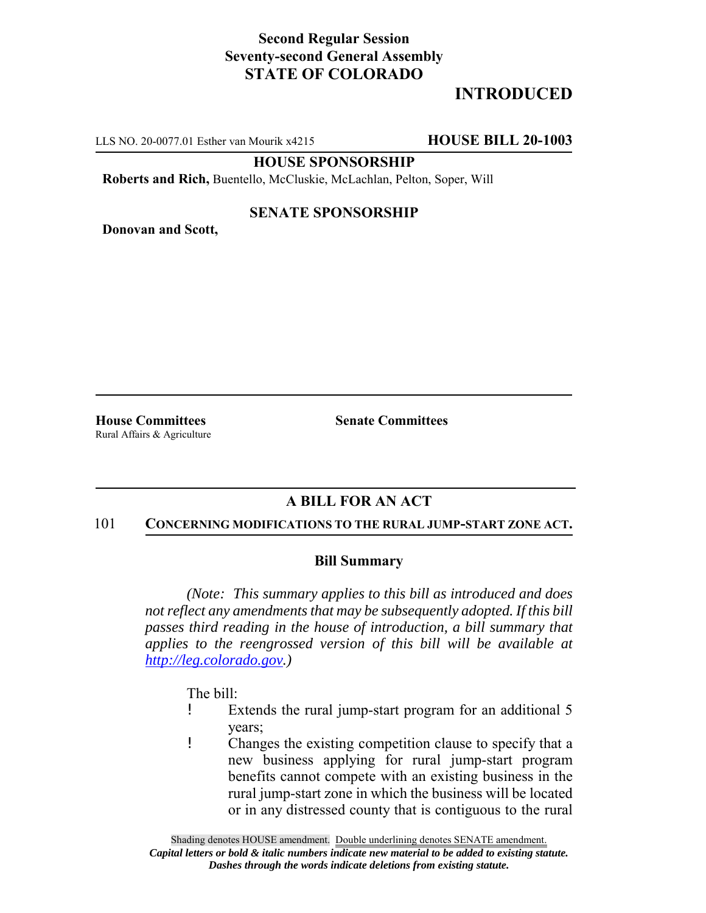**Second Regular Session**
**Seventy-second General Assembly**
**STATE OF COLORADO**

# INTRODUCED

LLS NO. 20-0077.01 Esther van Mourik x4215 **HOUSE BILL 20-1003**

**HOUSE SPONSORSHIP**

**Roberts and Rich,** Buentello, McCluskie, McLachlan, Pelton, Soper, Will

**SENATE SPONSORSHIP**

**Donovan and Scott,**

**House Committees**
Rural Affairs & Agriculture

**Senate Committees**

## A BILL FOR AN ACT

101 **CONCERNING MODIFICATIONS TO THE RURAL JUMP-START ZONE ACT.**

### Bill Summary

*(Note: This summary applies to this bill as introduced and does not reflect any amendments that may be subsequently adopted. If this bill passes third reading in the house of introduction, a bill summary that applies to the reengrossed version of this bill will be available at http://leg.colorado.gov.)*

The bill:

- Extends the rural jump-start program for an additional 5 years;
- Changes the existing competition clause to specify that a new business applying for rural jump-start program benefits cannot compete with an existing business in the rural jump-start zone in which the business will be located or in any distressed county that is contiguous to the rural

Shading denotes HOUSE amendment. Double underlining denotes SENATE amendment.
*Capital letters or bold & italic numbers indicate new material to be added to existing statute.*
*Dashes through the words indicate deletions from existing statute.*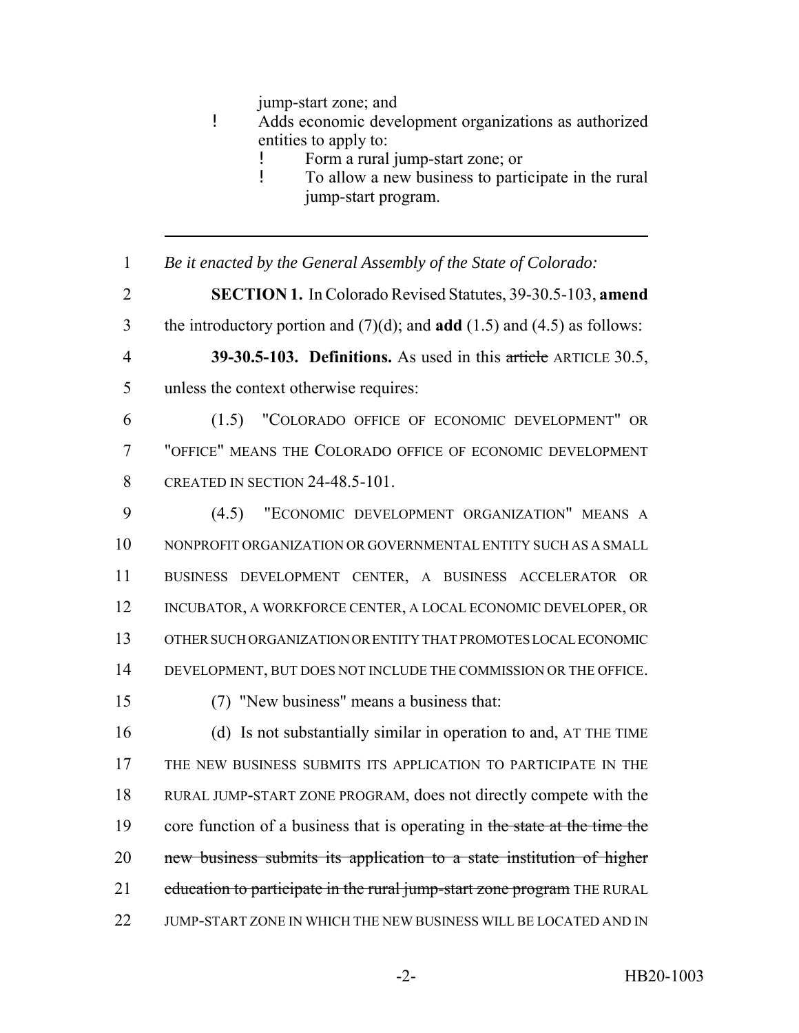jump-start zone; and

- Adds economic development organizations as authorized entities to apply to:
  - Form a rural jump-start zone; or
  - To allow a new business to participate in the rural jump-start program.

---

1 *Be it enacted by the General Assembly of the State of Colorado:*

2 **SECTION 1.** In Colorado Revised Statutes, 39-30.5-103, **amend**
3 the introductory portion and (7)(d); and **add** (1.5) and (4.5) as follows:

4 **39-30.5-103. Definitions.** As used in this ~~article~~ ARTICLE 30.5,
5 unless the context otherwise requires:

6 (1.5) "COLORADO OFFICE OF ECONOMIC DEVELOPMENT" OR
7 "OFFICE" MEANS THE COLORADO OFFICE OF ECONOMIC DEVELOPMENT
8 CREATED IN SECTION 24-48.5-101.

9 (4.5) "ECONOMIC DEVELOPMENT ORGANIZATION" MEANS A
10 NONPROFIT ORGANIZATION OR GOVERNMENTAL ENTITY SUCH AS A SMALL
11 BUSINESS DEVELOPMENT CENTER, A BUSINESS ACCELERATOR OR
12 INCUBATOR, A WORKFORCE CENTER, A LOCAL ECONOMIC DEVELOPER, OR
13 OTHER SUCH ORGANIZATION OR ENTITY THAT PROMOTES LOCAL ECONOMIC
14 DEVELOPMENT, BUT DOES NOT INCLUDE THE COMMISSION OR THE OFFICE.

15 (7) "New business" means a business that:

16 (d) Is not substantially similar in operation to and, AT THE TIME
17 THE NEW BUSINESS SUBMITS ITS APPLICATION TO PARTICIPATE IN THE
18 RURAL JUMP-START ZONE PROGRAM, does not directly compete with the
19 core function of a business that is operating in ~~the state at the time the~~
20 ~~new business submits its application to a state institution of higher~~
21 ~~education to participate in the rural jump-start zone program~~ THE RURAL
22 JUMP-START ZONE IN WHICH THE NEW BUSINESS WILL BE LOCATED AND IN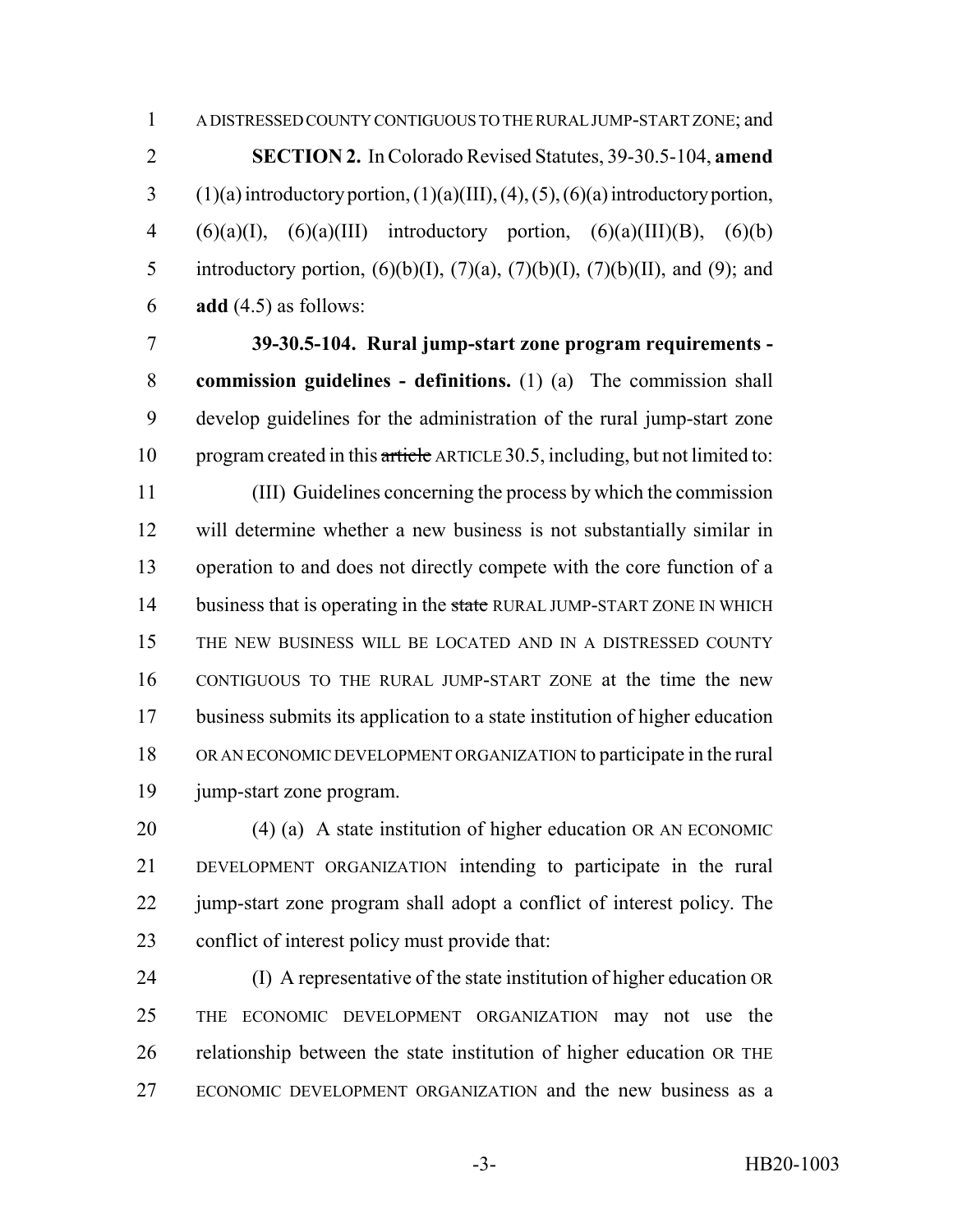A DISTRESSED COUNTY CONTIGUOUS TO THE RURAL JUMP-START ZONE; and

**SECTION 2.** In Colorado Revised Statutes, 39-30.5-104, **amend** (1)(a) introductory portion, (1)(a)(III), (4), (5), (6)(a) introductory portion, (6)(a)(I), (6)(a)(III) introductory portion, (6)(a)(III)(B), (6)(b) introductory portion, (6)(b)(I), (7)(a), (7)(b)(I), (7)(b)(II), and (9); and **add** (4.5) as follows:

**39-30.5-104. Rural jump-start zone program requirements - commission guidelines - definitions.** (1) (a) The commission shall develop guidelines for the administration of the rural jump-start zone program created in this ~~article~~ ARTICLE 30.5, including, but not limited to:

(III) Guidelines concerning the process by which the commission will determine whether a new business is not substantially similar in operation to and does not directly compete with the core function of a business that is operating in the ~~state~~ RURAL JUMP-START ZONE IN WHICH THE NEW BUSINESS WILL BE LOCATED AND IN A DISTRESSED COUNTY CONTIGUOUS TO THE RURAL JUMP-START ZONE at the time the new business submits its application to a state institution of higher education OR AN ECONOMIC DEVELOPMENT ORGANIZATION to participate in the rural jump-start zone program.

(4) (a) A state institution of higher education OR AN ECONOMIC DEVELOPMENT ORGANIZATION intending to participate in the rural jump-start zone program shall adopt a conflict of interest policy. The conflict of interest policy must provide that:

(I) A representative of the state institution of higher education OR THE ECONOMIC DEVELOPMENT ORGANIZATION may not use the relationship between the state institution of higher education OR THE ECONOMIC DEVELOPMENT ORGANIZATION and the new business as a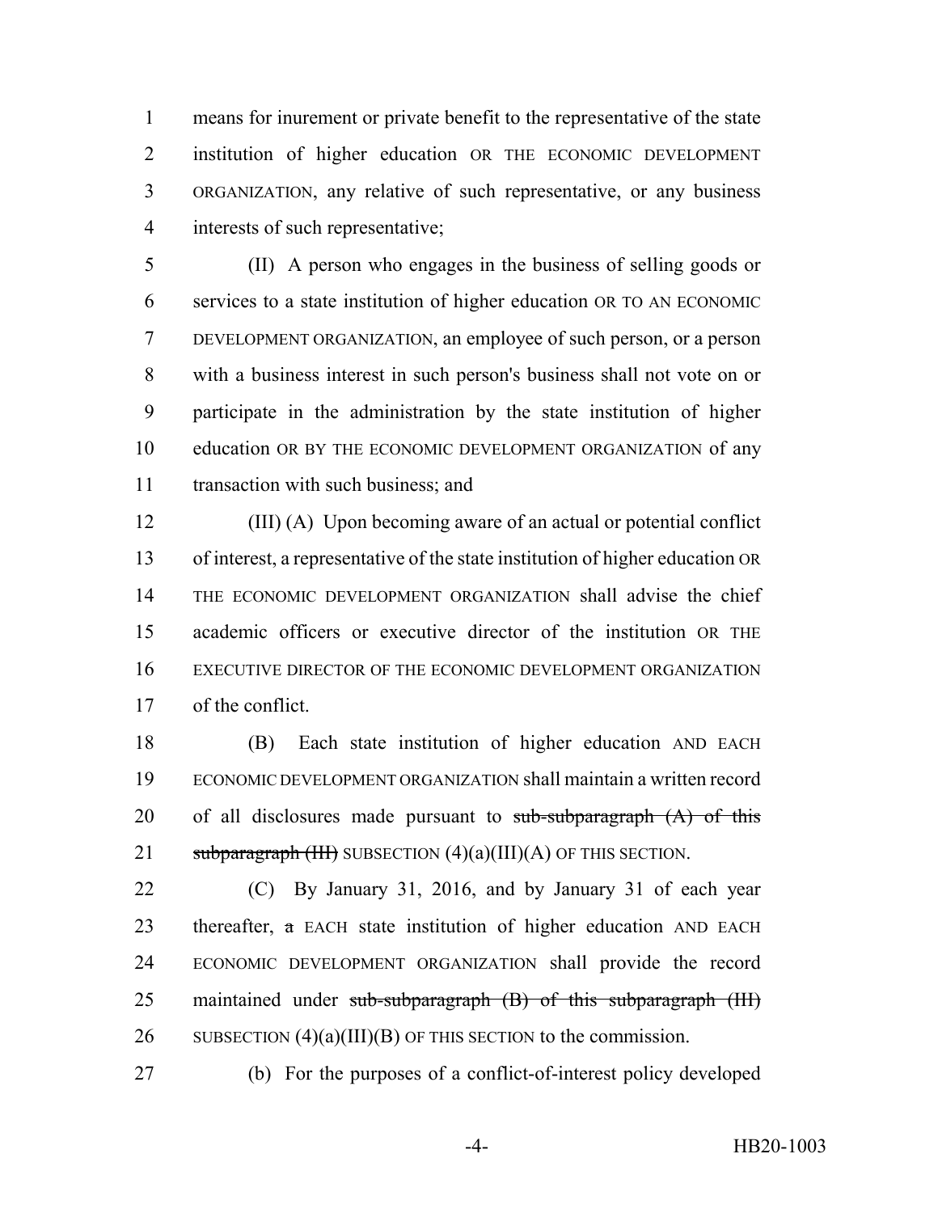means for inurement or private benefit to the representative of the state institution of higher education OR THE ECONOMIC DEVELOPMENT ORGANIZATION, any relative of such representative, or any business interests of such representative;

(II) A person who engages in the business of selling goods or services to a state institution of higher education OR TO AN ECONOMIC DEVELOPMENT ORGANIZATION, an employee of such person, or a person with a business interest in such person's business shall not vote on or participate in the administration by the state institution of higher education OR BY THE ECONOMIC DEVELOPMENT ORGANIZATION of any transaction with such business; and

(III) (A) Upon becoming aware of an actual or potential conflict of interest, a representative of the state institution of higher education OR THE ECONOMIC DEVELOPMENT ORGANIZATION shall advise the chief academic officers or executive director of the institution OR THE EXECUTIVE DIRECTOR OF THE ECONOMIC DEVELOPMENT ORGANIZATION of the conflict.

(B) Each state institution of higher education AND EACH ECONOMIC DEVELOPMENT ORGANIZATION shall maintain a written record of all disclosures made pursuant to ~~sub-subparagraph (A) of this subparagraph (III)~~ SUBSECTION (4)(a)(III)(A) OF THIS SECTION.

(C) By January 31, 2016, and by January 31 of each year thereafter, ~~a~~ EACH state institution of higher education AND EACH ECONOMIC DEVELOPMENT ORGANIZATION shall provide the record maintained under ~~sub-subparagraph (B) of this subparagraph (III)~~ SUBSECTION (4)(a)(III)(B) OF THIS SECTION to the commission.

(b) For the purposes of a conflict-of-interest policy developed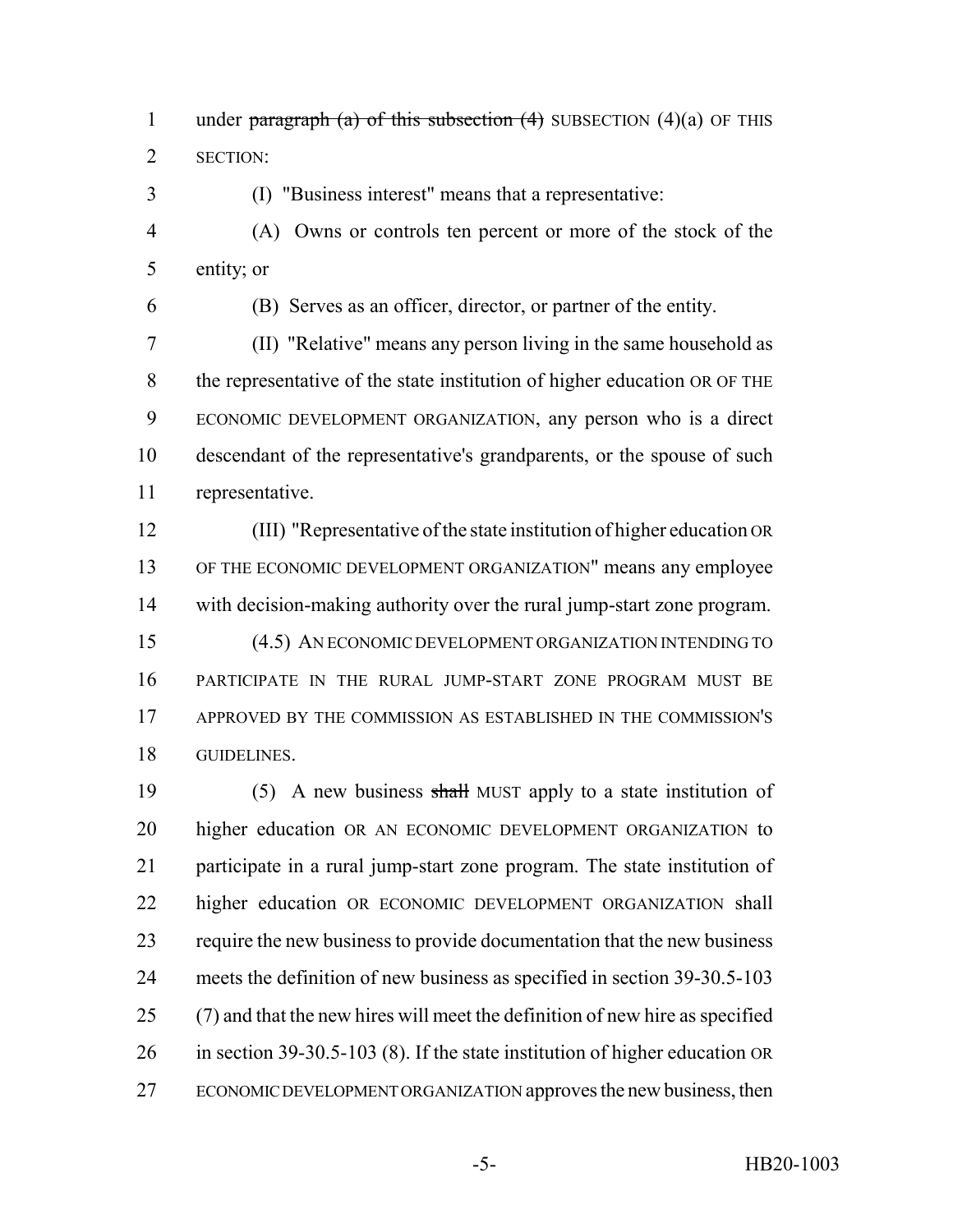under ~~paragraph (a) of this subsection (4)~~ SUBSECTION (4)(a) OF THIS SECTION:

(I) "Business interest" means that a representative:

(A) Owns or controls ten percent or more of the stock of the entity; or

(B) Serves as an officer, director, or partner of the entity.

(II) "Relative" means any person living in the same household as the representative of the state institution of higher education OR OF THE ECONOMIC DEVELOPMENT ORGANIZATION, any person who is a direct descendant of the representative's grandparents, or the spouse of such representative.

(III) "Representative of the state institution of higher education OR OF THE ECONOMIC DEVELOPMENT ORGANIZATION" means any employee with decision-making authority over the rural jump-start zone program.

(4.5) AN ECONOMIC DEVELOPMENT ORGANIZATION INTENDING TO PARTICIPATE IN THE RURAL JUMP-START ZONE PROGRAM MUST BE APPROVED BY THE COMMISSION AS ESTABLISHED IN THE COMMISSION'S GUIDELINES.

(5) A new business ~~shall~~ MUST apply to a state institution of higher education OR AN ECONOMIC DEVELOPMENT ORGANIZATION to participate in a rural jump-start zone program. The state institution of higher education OR ECONOMIC DEVELOPMENT ORGANIZATION shall require the new business to provide documentation that the new business meets the definition of new business as specified in section 39-30.5-103 (7) and that the new hires will meet the definition of new hire as specified in section 39-30.5-103 (8). If the state institution of higher education OR ECONOMIC DEVELOPMENT ORGANIZATION approves the new business, then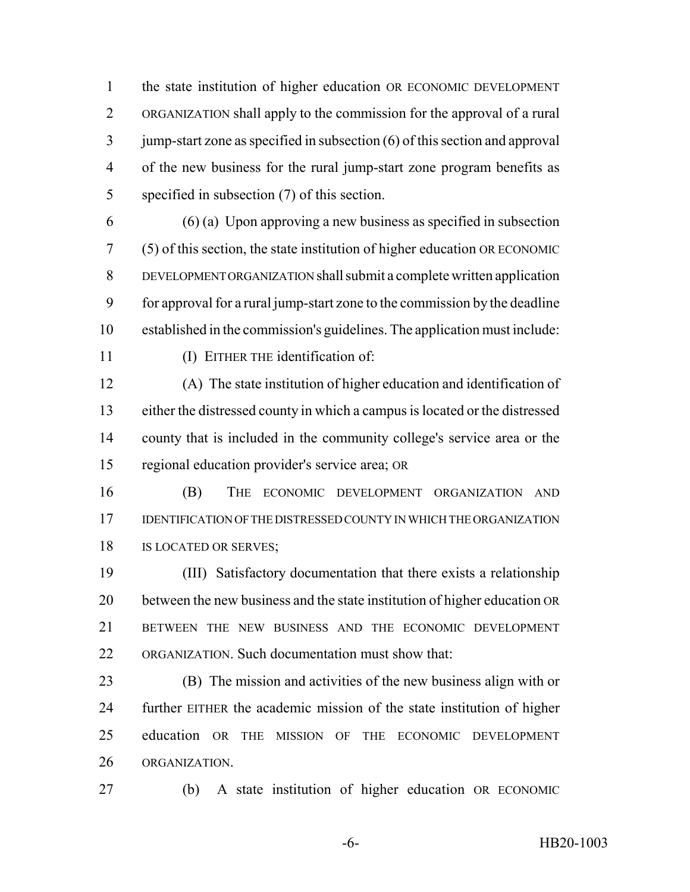the state institution of higher education OR ECONOMIC DEVELOPMENT ORGANIZATION shall apply to the commission for the approval of a rural jump-start zone as specified in subsection (6) of this section and approval of the new business for the rural jump-start zone program benefits as specified in subsection (7) of this section.

(6) (a) Upon approving a new business as specified in subsection (5) of this section, the state institution of higher education OR ECONOMIC DEVELOPMENT ORGANIZATION shall submit a complete written application for approval for a rural jump-start zone to the commission by the deadline established in the commission's guidelines. The application must include:

(I) EITHER THE identification of:

(A) The state institution of higher education and identification of either the distressed county in which a campus is located or the distressed county that is included in the community college's service area or the regional education provider's service area; OR

(B) THE ECONOMIC DEVELOPMENT ORGANIZATION AND IDENTIFICATION OF THE DISTRESSED COUNTY IN WHICH THE ORGANIZATION IS LOCATED OR SERVES;

(III) Satisfactory documentation that there exists a relationship between the new business and the state institution of higher education OR BETWEEN THE NEW BUSINESS AND THE ECONOMIC DEVELOPMENT ORGANIZATION. Such documentation must show that:

(B) The mission and activities of the new business align with or further EITHER the academic mission of the state institution of higher education OR THE MISSION OF THE ECONOMIC DEVELOPMENT ORGANIZATION.

(b) A state institution of higher education OR ECONOMIC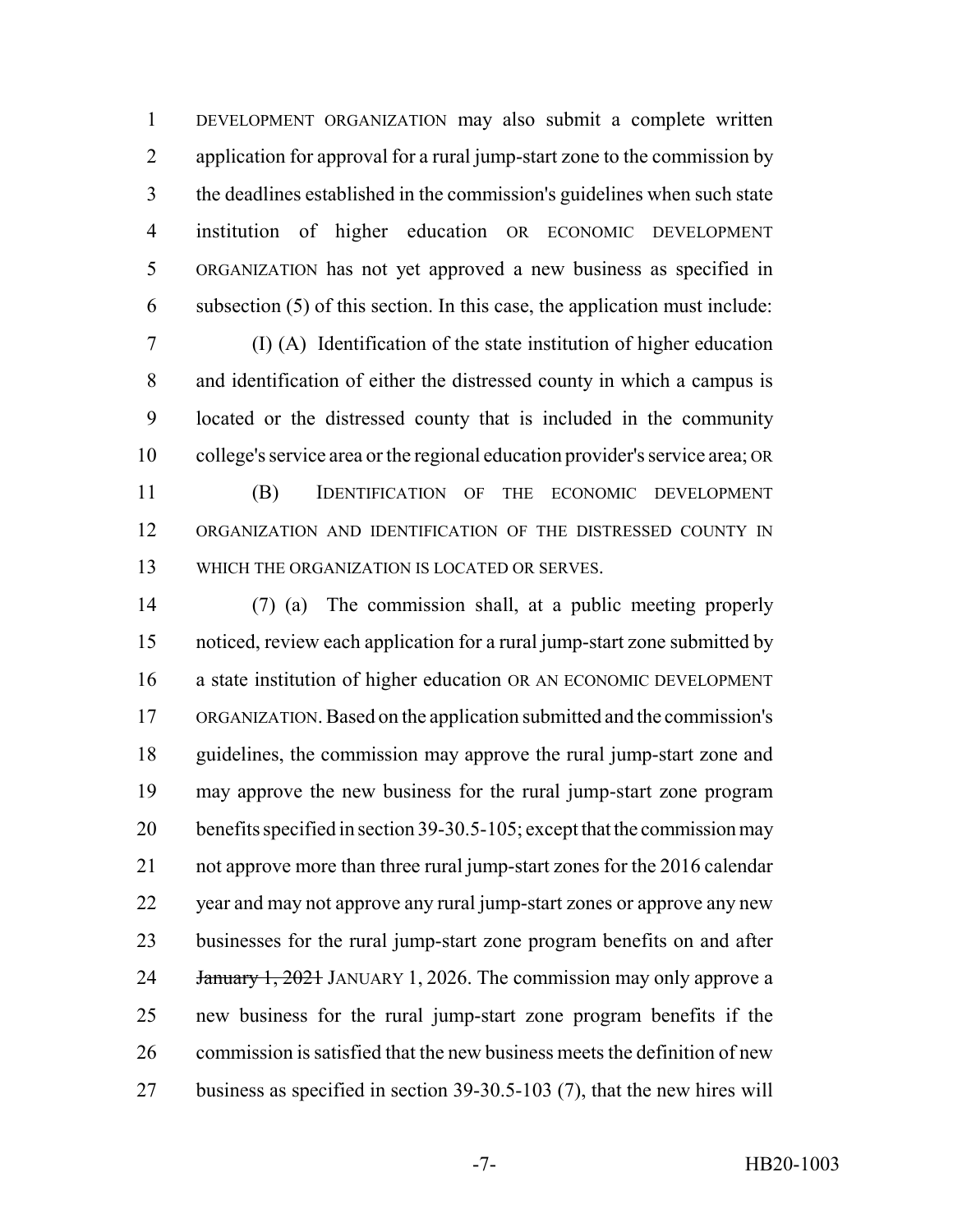DEVELOPMENT ORGANIZATION may also submit a complete written application for approval for a rural jump-start zone to the commission by the deadlines established in the commission's guidelines when such state institution of higher education OR ECONOMIC DEVELOPMENT ORGANIZATION has not yet approved a new business as specified in subsection (5) of this section. In this case, the application must include:

(I) (A) Identification of the state institution of higher education and identification of either the distressed county in which a campus is located or the distressed county that is included in the community college's service area or the regional education provider's service area; OR

(B) IDENTIFICATION OF THE ECONOMIC DEVELOPMENT ORGANIZATION AND IDENTIFICATION OF THE DISTRESSED COUNTY IN WHICH THE ORGANIZATION IS LOCATED OR SERVES.

(7) (a) The commission shall, at a public meeting properly noticed, review each application for a rural jump-start zone submitted by a state institution of higher education OR AN ECONOMIC DEVELOPMENT ORGANIZATION. Based on the application submitted and the commission's guidelines, the commission may approve the rural jump-start zone and may approve the new business for the rural jump-start zone program benefits specified in section 39-30.5-105; except that the commission may not approve more than three rural jump-start zones for the 2016 calendar year and may not approve any rural jump-start zones or approve any new businesses for the rural jump-start zone program benefits on and after ~~January 1, 2021~~ JANUARY 1, 2026. The commission may only approve a new business for the rural jump-start zone program benefits if the commission is satisfied that the new business meets the definition of new business as specified in section 39-30.5-103 (7), that the new hires will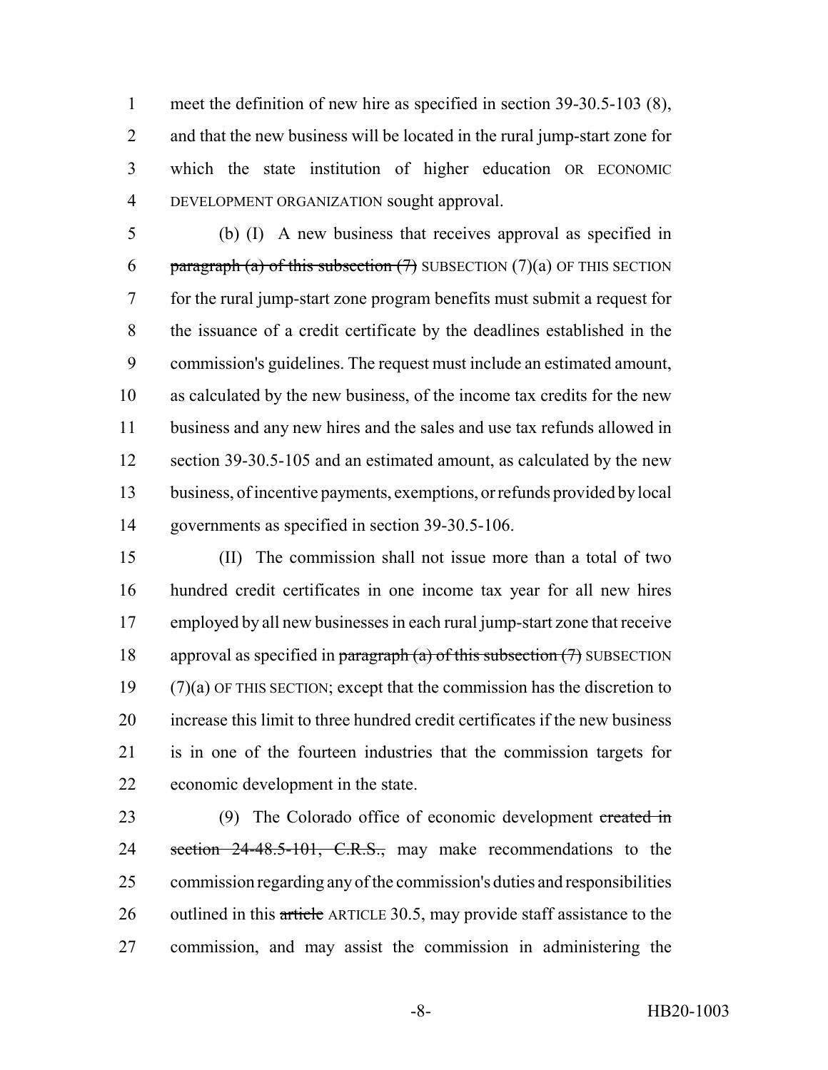meet the definition of new hire as specified in section 39-30.5-103 (8), and that the new business will be located in the rural jump-start zone for which the state institution of higher education OR ECONOMIC DEVELOPMENT ORGANIZATION sought approval.

(b) (I) A new business that receives approval as specified in ~~paragraph (a) of this subsection (7)~~ SUBSECTION (7)(a) OF THIS SECTION for the rural jump-start zone program benefits must submit a request for the issuance of a credit certificate by the deadlines established in the commission's guidelines. The request must include an estimated amount, as calculated by the new business, of the income tax credits for the new business and any new hires and the sales and use tax refunds allowed in section 39-30.5-105 and an estimated amount, as calculated by the new business, of incentive payments, exemptions, or refunds provided by local governments as specified in section 39-30.5-106.

(II) The commission shall not issue more than a total of two hundred credit certificates in one income tax year for all new hires employed by all new businesses in each rural jump-start zone that receive approval as specified in ~~paragraph (a) of this subsection (7)~~ SUBSECTION (7)(a) OF THIS SECTION; except that the commission has the discretion to increase this limit to three hundred credit certificates if the new business is in one of the fourteen industries that the commission targets for economic development in the state.

(9) The Colorado office of economic development ~~created in section 24-48.5-101, C.R.S.,~~ may make recommendations to the commission regarding any of the commission's duties and responsibilities outlined in this ~~article~~ ARTICLE 30.5, may provide staff assistance to the commission, and may assist the commission in administering the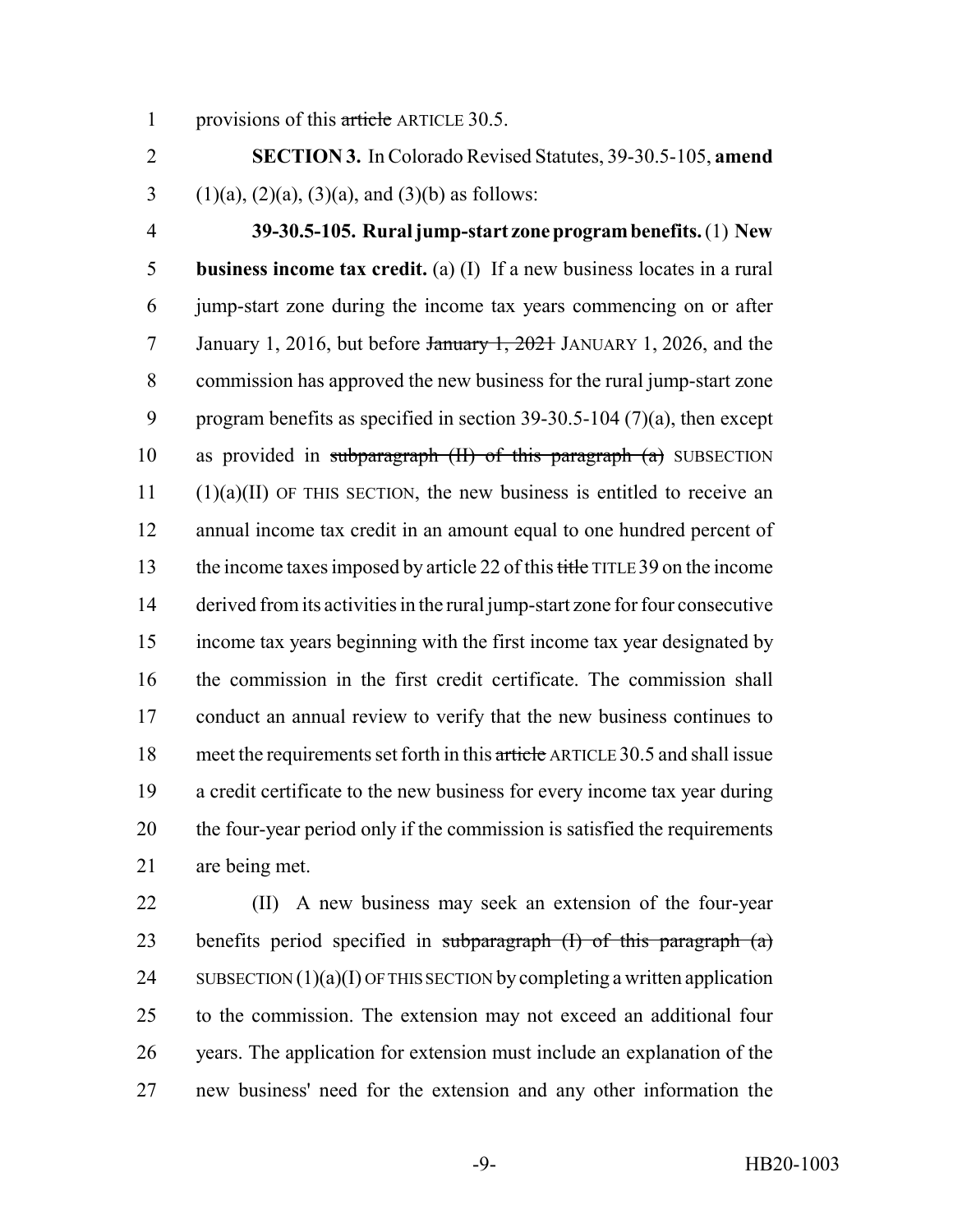provisions of this ~~article~~ ARTICLE 30.5.

**SECTION 3.** In Colorado Revised Statutes, 39-30.5-105, **amend** (1)(a), (2)(a), (3)(a), and (3)(b) as follows:

**39-30.5-105. Rural jump-start zone program benefits.** (1) **New business income tax credit.** (a) (I) If a new business locates in a rural jump-start zone during the income tax years commencing on or after January 1, 2016, but before ~~January 1, 2021~~ JANUARY 1, 2026, and the commission has approved the new business for the rural jump-start zone program benefits as specified in section 39-30.5-104 (7)(a), then except as provided in ~~subparagraph (II) of this paragraph (a)~~ SUBSECTION (1)(a)(II) OF THIS SECTION, the new business is entitled to receive an annual income tax credit in an amount equal to one hundred percent of the income taxes imposed by article 22 of this ~~title~~ TITLE 39 on the income derived from its activities in the rural jump-start zone for four consecutive income tax years beginning with the first income tax year designated by the commission in the first credit certificate. The commission shall conduct an annual review to verify that the new business continues to meet the requirements set forth in this ~~article~~ ARTICLE 30.5 and shall issue a credit certificate to the new business for every income tax year during the four-year period only if the commission is satisfied the requirements are being met.

(II) A new business may seek an extension of the four-year benefits period specified in ~~subparagraph (I) of this paragraph (a)~~ SUBSECTION (1)(a)(I) OF THIS SECTION by completing a written application to the commission. The extension may not exceed an additional four years. The application for extension must include an explanation of the new business' need for the extension and any other information the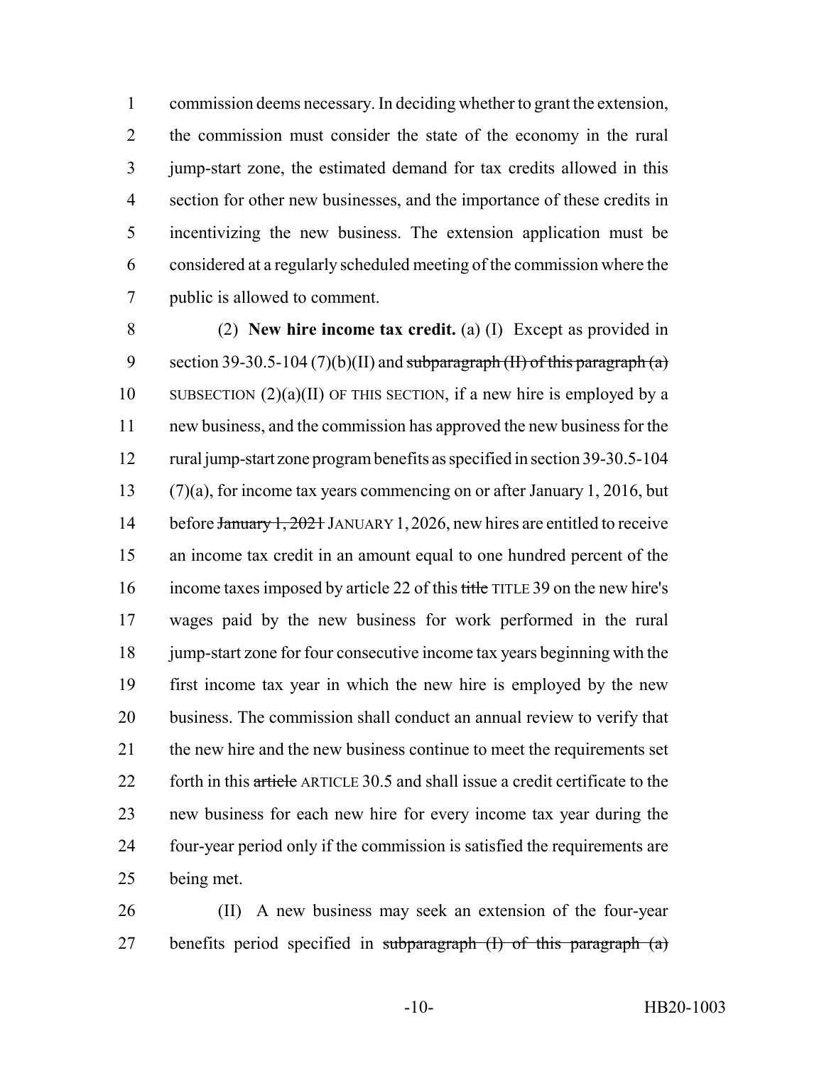commission deems necessary. In deciding whether to grant the extension, the commission must consider the state of the economy in the rural jump-start zone, the estimated demand for tax credits allowed in this section for other new businesses, and the importance of these credits in incentivizing the new business. The extension application must be considered at a regularly scheduled meeting of the commission where the public is allowed to comment.

(2) **New hire income tax credit.** (a) (I) Except as provided in section 39-30.5-104 (7)(b)(II) and ~~subparagraph (II) of this paragraph (a)~~ SUBSECTION (2)(a)(II) OF THIS SECTION, if a new hire is employed by a new business, and the commission has approved the new business for the rural jump-start zone program benefits as specified in section 39-30.5-104 (7)(a), for income tax years commencing on or after January 1, 2016, but before ~~January 1, 2021~~ JANUARY 1, 2026, new hires are entitled to receive an income tax credit in an amount equal to one hundred percent of the income taxes imposed by article 22 of this ~~title~~ TITLE 39 on the new hire's wages paid by the new business for work performed in the rural jump-start zone for four consecutive income tax years beginning with the first income tax year in which the new hire is employed by the new business. The commission shall conduct an annual review to verify that the new hire and the new business continue to meet the requirements set forth in this ~~article~~ ARTICLE 30.5 and shall issue a credit certificate to the new business for each new hire for every income tax year during the four-year period only if the commission is satisfied the requirements are being met.

(II) A new business may seek an extension of the four-year benefits period specified in ~~subparagraph (I) of this paragraph (a)~~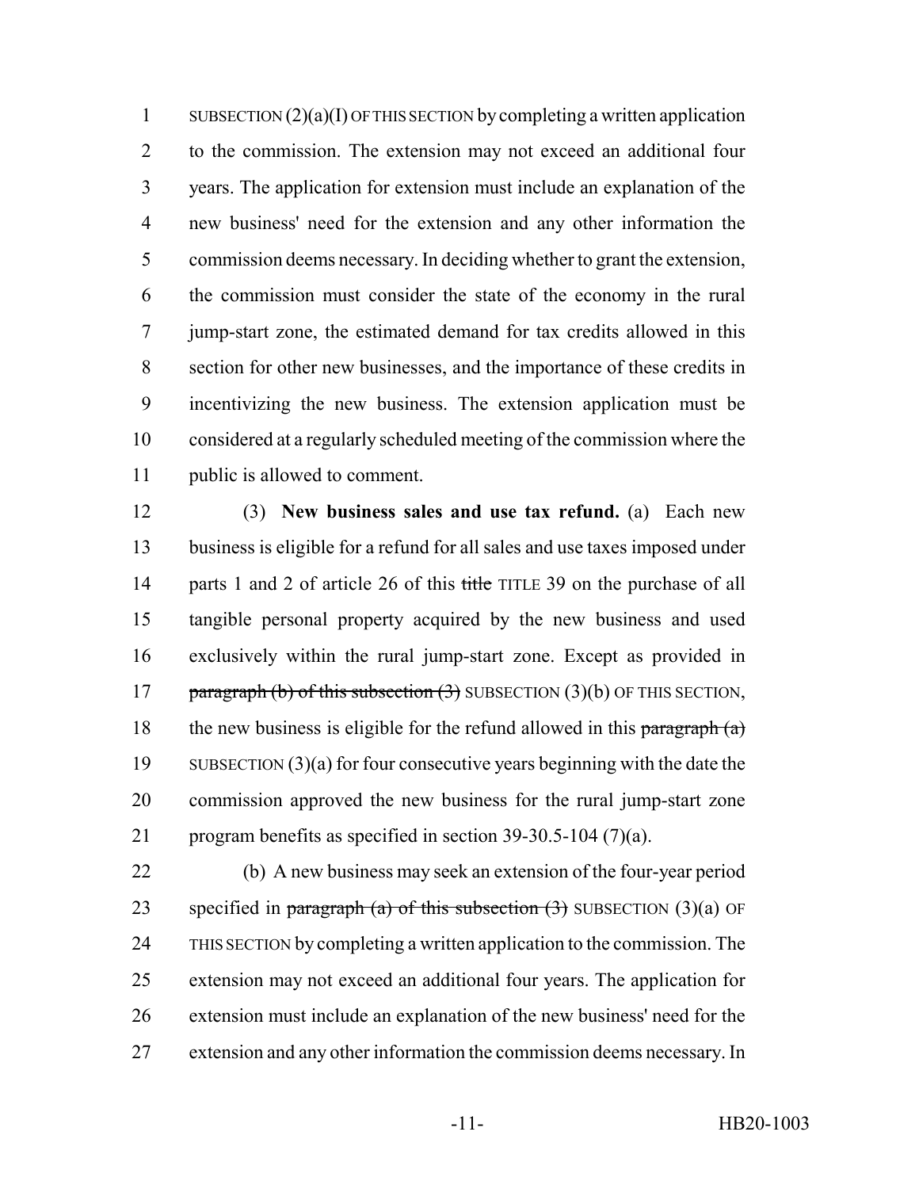SUBSECTION (2)(a)(I) OF THIS SECTION by completing a written application to the commission. The extension may not exceed an additional four years. The application for extension must include an explanation of the new business' need for the extension and any other information the commission deems necessary. In deciding whether to grant the extension, the commission must consider the state of the economy in the rural jump-start zone, the estimated demand for tax credits allowed in this section for other new businesses, and the importance of these credits in incentivizing the new business. The extension application must be considered at a regularly scheduled meeting of the commission where the public is allowed to comment.

(3) **New business sales and use tax refund.** (a) Each new business is eligible for a refund for all sales and use taxes imposed under parts 1 and 2 of article 26 of this ~~title~~ TITLE 39 on the purchase of all tangible personal property acquired by the new business and used exclusively within the rural jump-start zone. Except as provided in ~~paragraph (b) of this subsection (3)~~ SUBSECTION (3)(b) OF THIS SECTION, the new business is eligible for the refund allowed in this ~~paragraph (a)~~ SUBSECTION (3)(a) for four consecutive years beginning with the date the commission approved the new business for the rural jump-start zone program benefits as specified in section 39-30.5-104 (7)(a).

(b) A new business may seek an extension of the four-year period specified in ~~paragraph (a) of this subsection (3)~~ SUBSECTION (3)(a) OF THIS SECTION by completing a written application to the commission. The extension may not exceed an additional four years. The application for extension must include an explanation of the new business' need for the extension and any other information the commission deems necessary. In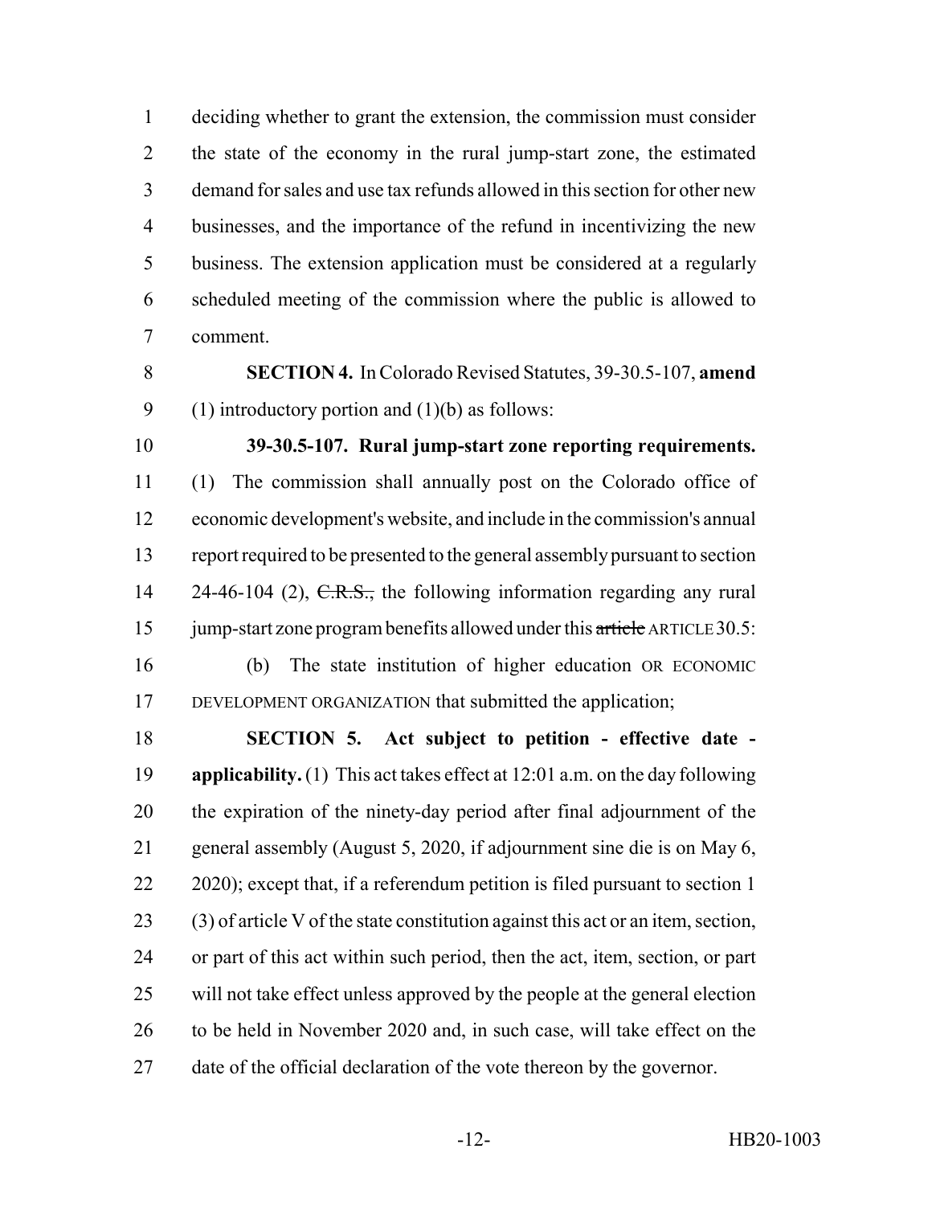deciding whether to grant the extension, the commission must consider the state of the economy in the rural jump-start zone, the estimated demand for sales and use tax refunds allowed in this section for other new businesses, and the importance of the refund in incentivizing the new business. The extension application must be considered at a regularly scheduled meeting of the commission where the public is allowed to comment.

**SECTION 4.** In Colorado Revised Statutes, 39-30.5-107, **amend** (1) introductory portion and (1)(b) as follows:

**39-30.5-107. Rural jump-start zone reporting requirements.** (1) The commission shall annually post on the Colorado office of economic development's website, and include in the commission's annual report required to be presented to the general assembly pursuant to section 24-46-104 (2), ~~C.R.S.,~~ the following information regarding any rural jump-start zone program benefits allowed under this ~~article~~ ARTICLE 30.5:

(b) The state institution of higher education OR ECONOMIC DEVELOPMENT ORGANIZATION that submitted the application;

**SECTION 5. Act subject to petition - effective date - applicability.** (1) This act takes effect at 12:01 a.m. on the day following the expiration of the ninety-day period after final adjournment of the general assembly (August 5, 2020, if adjournment sine die is on May 6, 2020); except that, if a referendum petition is filed pursuant to section 1 (3) of article V of the state constitution against this act or an item, section, or part of this act within such period, then the act, item, section, or part will not take effect unless approved by the people at the general election to be held in November 2020 and, in such case, will take effect on the date of the official declaration of the vote thereon by the governor.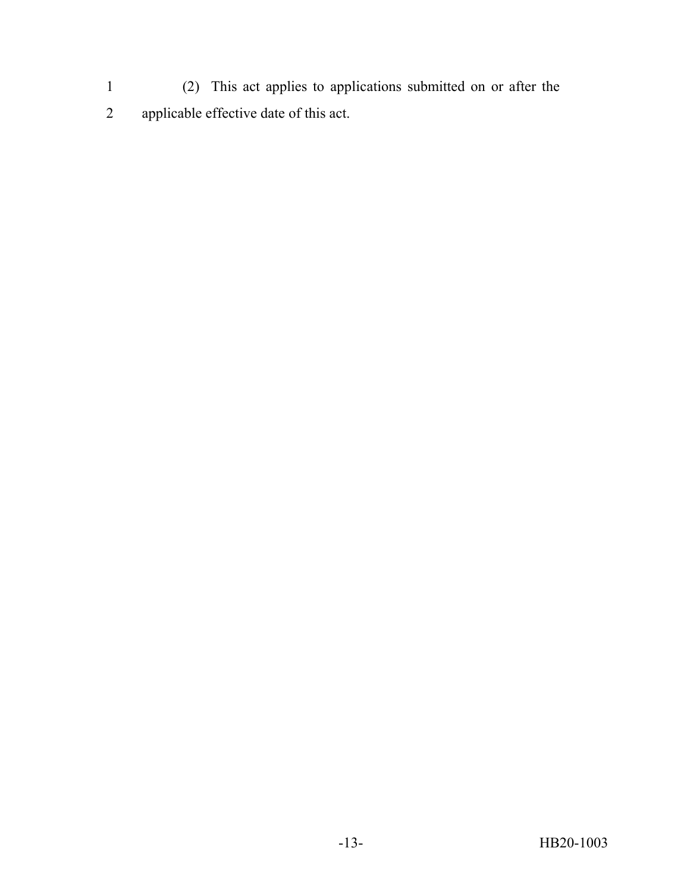(2) This act applies to applications submitted on or after the applicable effective date of this act.